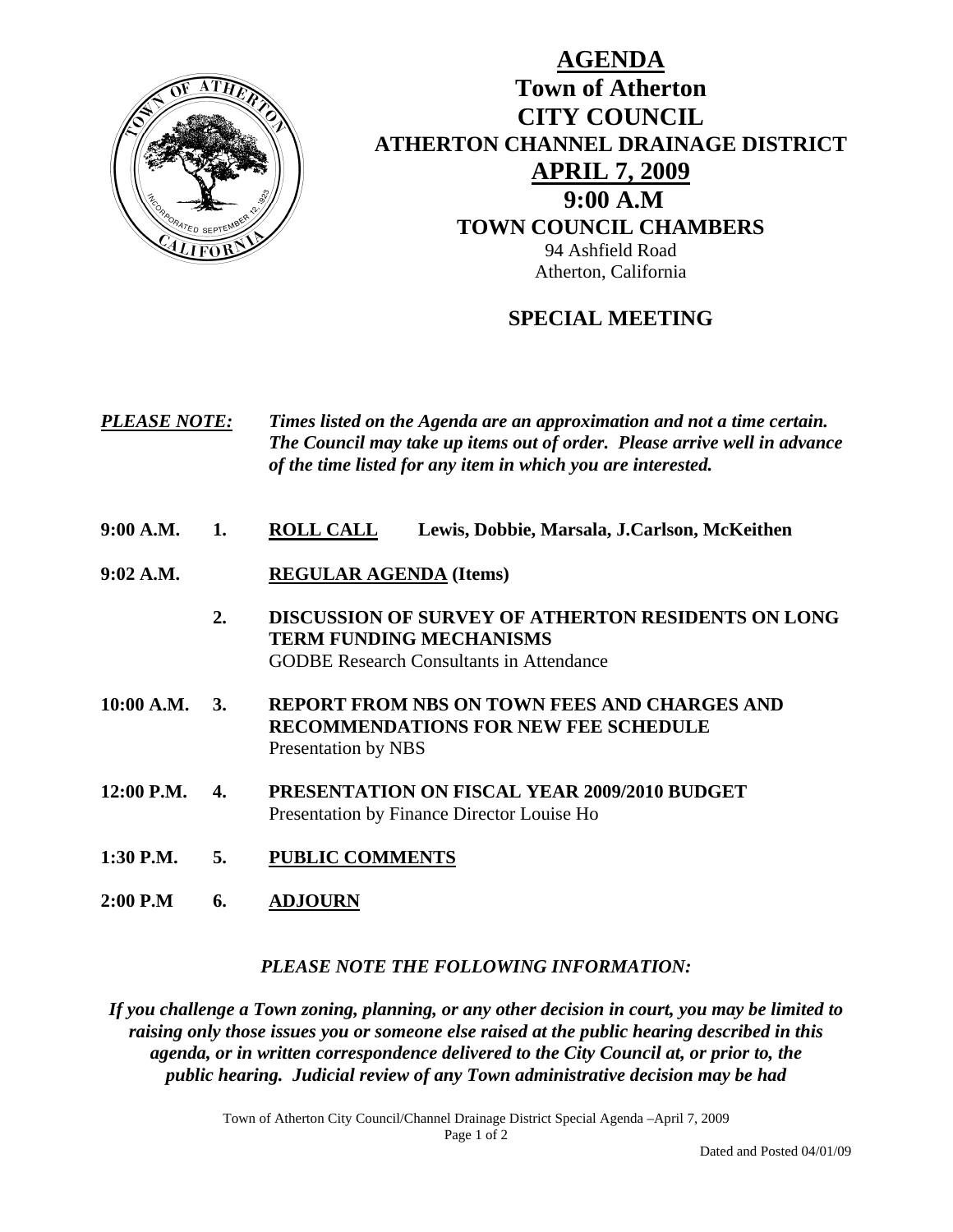# AGENDA

## Town of Atherton
## CITY COUNCIL
## ATHERTON CHANNEL DRAINAGE DISTRICT
## APRIL 7, 2009
## 9:00 A.M
## TOWN COUNCIL CHAMBERS

94 Ashfield Road
Atherton, California

## SPECIAL MEETING

***PLEASE NOTE:*** ***Times listed on the Agenda are an approximation and not a time certain. The Council may take up items out of order. Please arrive well in advance of the time listed for any item in which you are interested.***

**9:00 A.M. 1. ROLL CALL Lewis, Dobbie, Marsala, J.Carlson, McKeithen**

**9:02 A.M. REGULAR AGENDA (Items)**

**2. DISCUSSION OF SURVEY OF ATHERTON RESIDENTS ON LONG TERM FUNDING MECHANISMS**
GODBE Research Consultants in Attendance

**10:00 A.M. 3. REPORT FROM NBS ON TOWN FEES AND CHARGES AND RECOMMENDATIONS FOR NEW FEE SCHEDULE**
Presentation by NBS

**12:00 P.M. 4. PRESENTATION ON FISCAL YEAR 2009/2010 BUDGET**
Presentation by Finance Director Louise Ho

**1:30 P.M. 5. PUBLIC COMMENTS**

**2:00 P.M 6. ADJOURN**

***PLEASE NOTE THE FOLLOWING INFORMATION:***

***If you challenge a Town zoning, planning, or any other decision in court, you may be limited to raising only those issues you or someone else raised at the public hearing described in this agenda, or in written correspondence delivered to the City Council at, or prior to, the public hearing. Judicial review of any Town administrative decision may be had***

Dated and Posted 04/01/09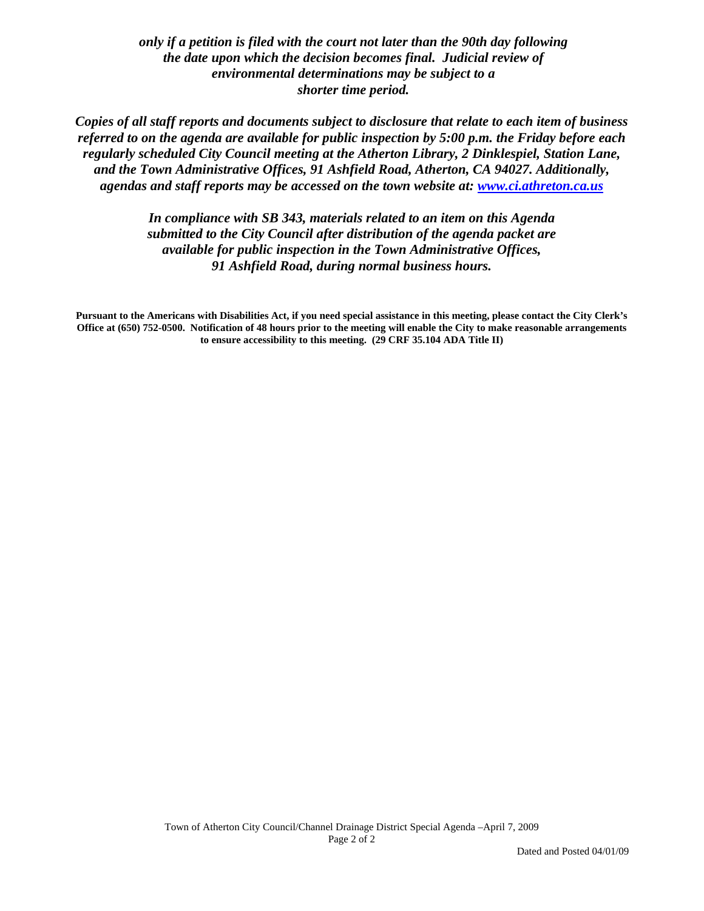***only if a petition is filed with the court not later than the 90th day following the date upon which the decision becomes final. Judicial review of environmental determinations may be subject to a shorter time period.***

***Copies of all staff reports and documents subject to disclosure that relate to each item of business referred to on the agenda are available for public inspection by 5:00 p.m. the Friday before each regularly scheduled City Council meeting at the Atherton Library, 2 Dinklespiel, Station Lane, and the Town Administrative Offices, 91 Ashfield Road, Atherton, CA 94027. Additionally, agendas and staff reports may be accessed on the town website at: [www.ci.athreton.ca.us](www.ci.athreton.ca.us)***

***In compliance with SB 343, materials related to an item on this Agenda submitted to the City Council after distribution of the agenda packet are available for public inspection in the Town Administrative Offices, 91 Ashfield Road, during normal business hours.***

**Pursuant to the Americans with Disabilities Act, if you need special assistance in this meeting, please contact the City Clerk's Office at (650) 752-0500. Notification of 48 hours prior to the meeting will enable the City to make reasonable arrangements to ensure accessibility to this meeting. (29 CRF 35.104 ADA Title II)**

Dated and Posted 04/01/09